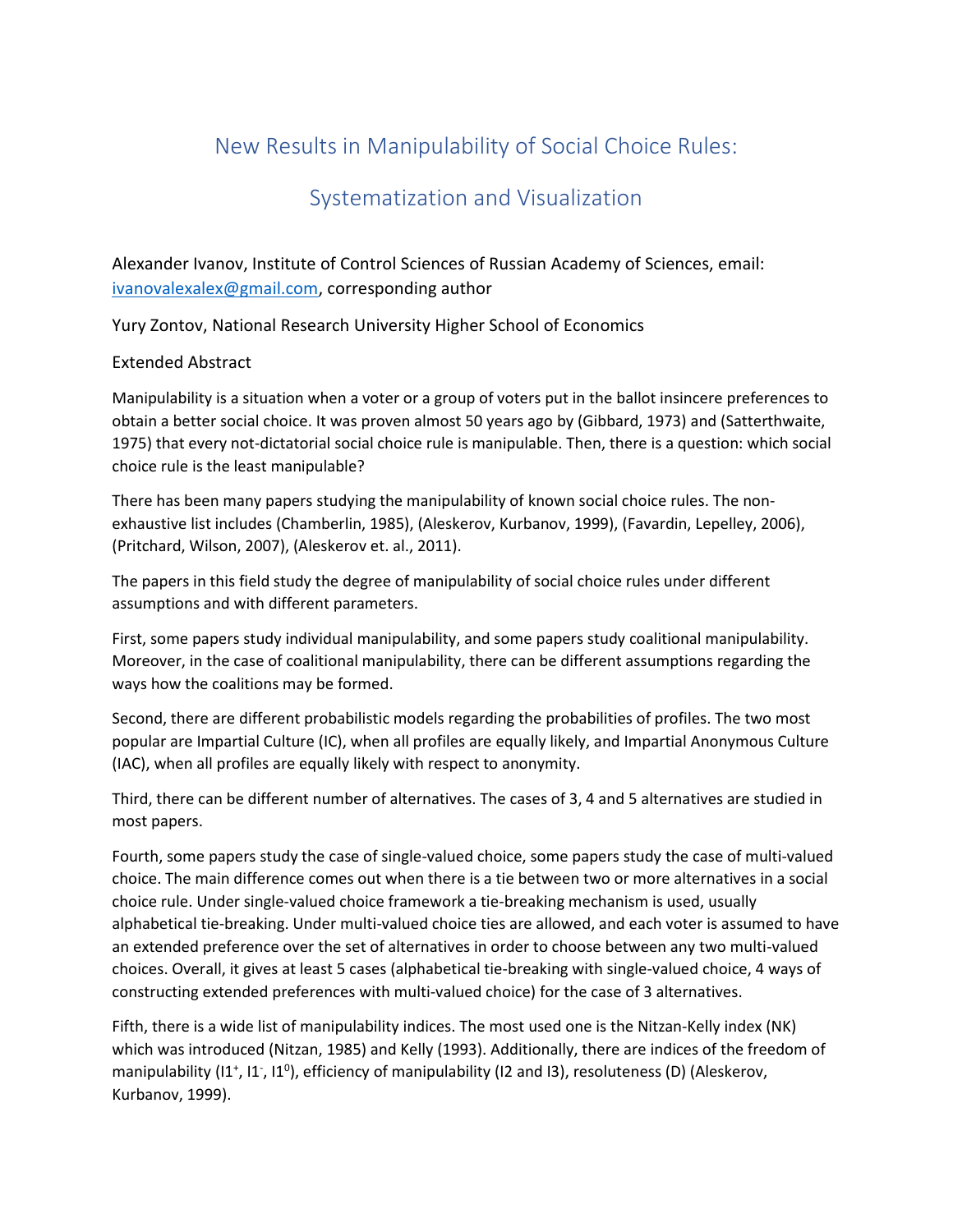# New Results in Manipulability of Social Choice Rules:

# Systematization and Visualization

Alexander Ivanov, Institute of Control Sciences of Russian Academy of Sciences, email: ivanovalexalex@gmail.com, corresponding author

Yury Zontov, National Research University Higher School of Economics

Extended Abstract

Manipulability is a situation when a voter or a group of voters put in the ballot insincere preferences to obtain a better social choice. It was proven almost 50 years ago by (Gibbard, 1973) and (Satterthwaite, 1975) that every not-dictatorial social choice rule is manipulable. Then, there is a question: which social choice rule is the least manipulable?

There has been many papers studying the manipulability of known social choice rules. The non-exhaustive list includes (Chamberlin, 1985), (Aleskerov, Kurbanov, 1999), (Favardin, Lepelley, 2006), (Pritchard, Wilson, 2007), (Aleskerov et. al., 2011).

The papers in this field study the degree of manipulability of social choice rules under different assumptions and with different parameters.

First, some papers study individual manipulability, and some papers study coalitional manipulability. Moreover, in the case of coalitional manipulability, there can be different assumptions regarding the ways how the coalitions may be formed.

Second, there are different probabilistic models regarding the probabilities of profiles. The two most popular are Impartial Culture (IC), when all profiles are equally likely, and Impartial Anonymous Culture (IAC), when all profiles are equally likely with respect to anonymity.

Third, there can be different number of alternatives. The cases of 3, 4 and 5 alternatives are studied in most papers.

Fourth, some papers study the case of single-valued choice, some papers study the case of multi-valued choice. The main difference comes out when there is a tie between two or more alternatives in a social choice rule. Under single-valued choice framework a tie-breaking mechanism is used, usually alphabetical tie-breaking. Under multi-valued choice ties are allowed, and each voter is assumed to have an extended preference over the set of alternatives in order to choose between any two multi-valued choices. Overall, it gives at least 5 cases (alphabetical tie-breaking with single-valued choice, 4 ways of constructing extended preferences with multi-valued choice) for the case of 3 alternatives.

Fifth, there is a wide list of manipulability indices. The most used one is the Nitzan-Kelly index (NK) which was introduced (Nitzan, 1985) and Kelly (1993). Additionally, there are indices of the freedom of manipulability ($I1^+$, $I1^-$, $I1^0$), efficiency of manipulability (I2 and I3), resoluteness (D) (Aleskerov, Kurbanov, 1999).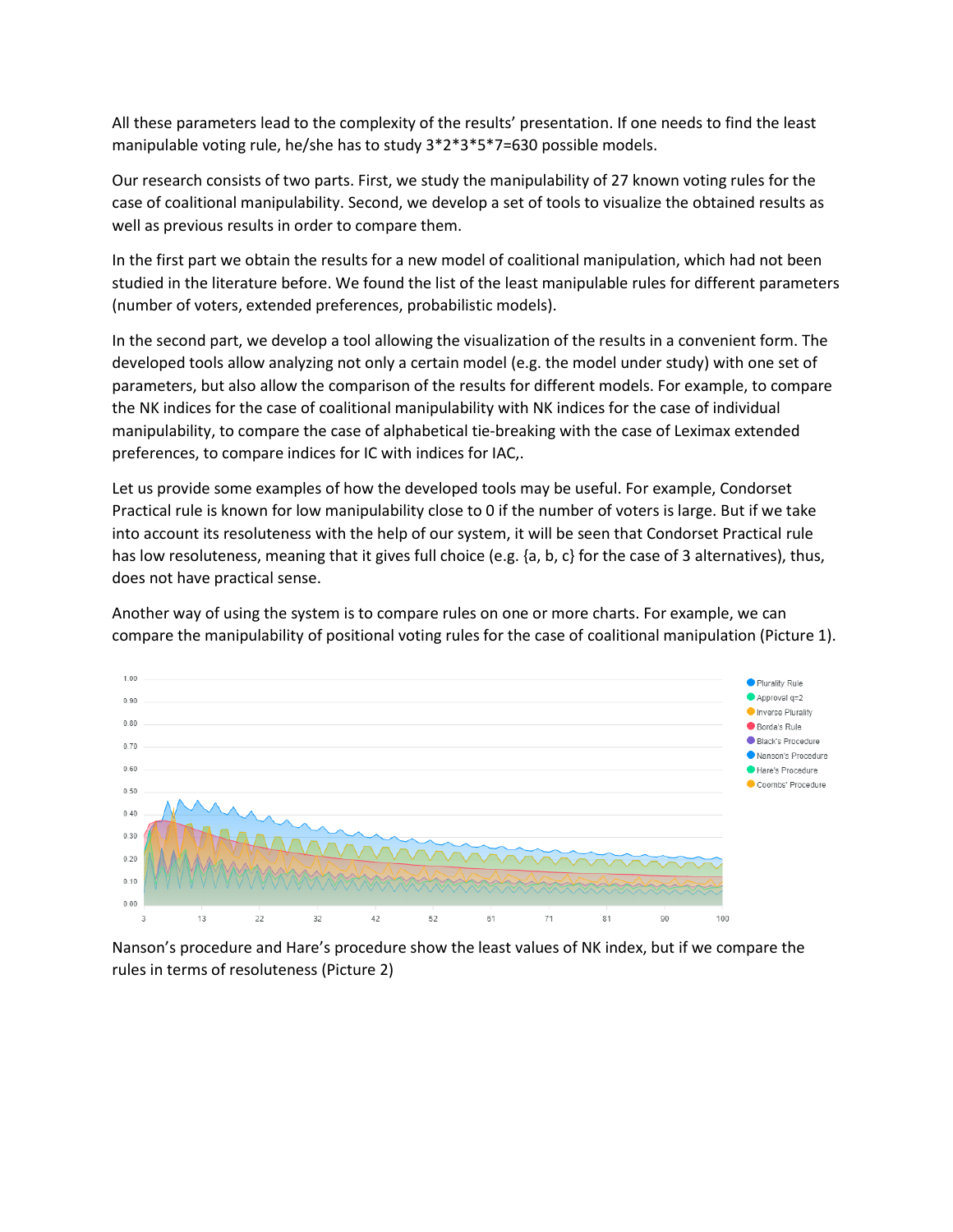All these parameters lead to the complexity of the results' presentation. If one needs to find the least manipulable voting rule, he/she has to study 3*2*3*5*7=630 possible models.

Our research consists of two parts. First, we study the manipulability of 27 known voting rules for the case of coalitional manipulability. Second, we develop a set of tools to visualize the obtained results as well as previous results in order to compare them.

In the first part we obtain the results for a new model of coalitional manipulation, which had not been studied in the literature before. We found the list of the least manipulable rules for different parameters (number of voters, extended preferences, probabilistic models).

In the second part, we develop a tool allowing the visualization of the results in a convenient form. The developed tools allow analyzing not only a certain model (e.g. the model under study) with one set of parameters, but also allow the comparison of the results for different models. For example, to compare the NK indices for the case of coalitional manipulability with NK indices for the case of individual manipulability, to compare the case of alphabetical tie-breaking with the case of Leximax extended preferences, to compare indices for IC with indices for IAC,.

Let us provide some examples of how the developed tools may be useful. For example, Condorset Practical rule is known for low manipulability close to 0 if the number of voters is large. But if we take into account its resoluteness with the help of our system, it will be seen that Condorset Practical rule has low resoluteness, meaning that it gives full choice (e.g. {a, b, c} for the case of 3 alternatives), thus, does not have practical sense.

Another way of using the system is to compare rules on one or more charts. For example, we can compare the manipulability of positional voting rules for the case of coalitional manipulation (Picture 1).

Nanson's procedure and Hare's procedure show the least values of NK index, but if we compare the rules in terms of resoluteness (Picture 2)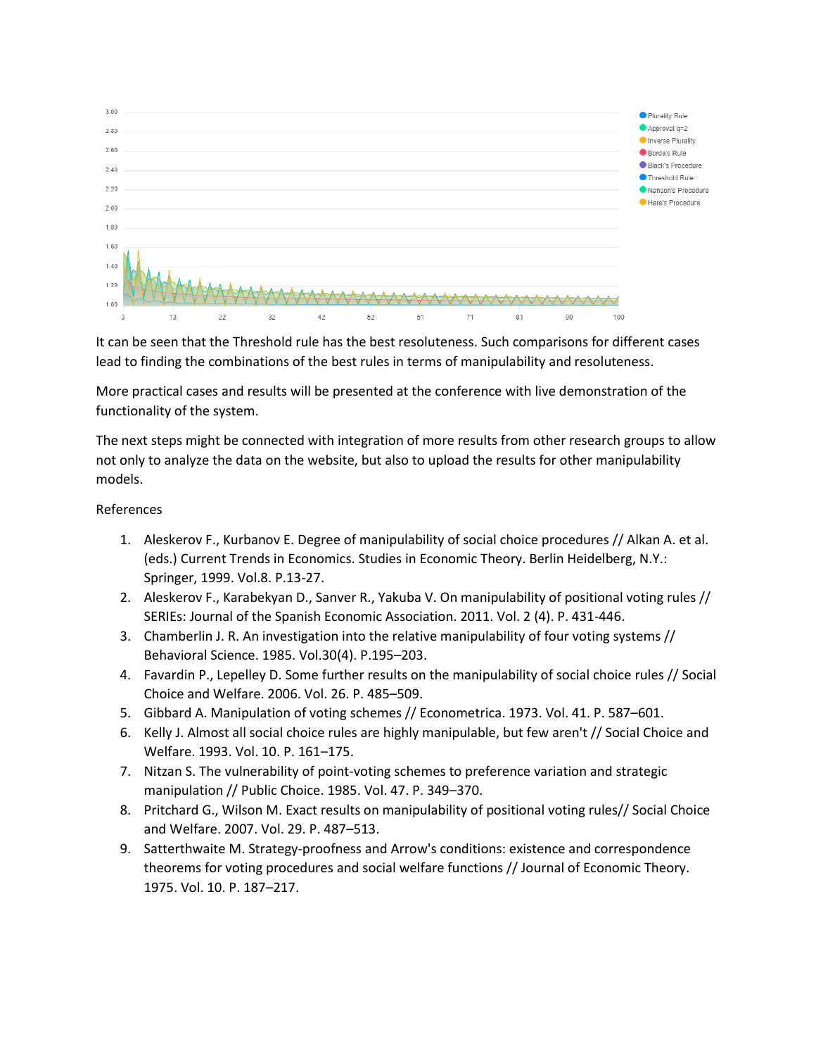3.00
2.80
2.60
2.40
2.20
2.00
1.80
1.60
1.40
1.20
1.00

3 13 22 32 42 52 61 71 81 90 100

Plurality Rule
Approval q=2
Inverse Plurality
Borda's Rule
Black's Procedure
Threshold Rule
Nanson's Procedure
Hare's Procedure

It can be seen that the Threshold rule has the best resoluteness. Such comparisons for different cases lead to finding the combinations of the best rules in terms of manipulability and resoluteness.

More practical cases and results will be presented at the conference with live demonstration of the functionality of the system.

The next steps might be connected with integration of more results from other research groups to allow not only to analyze the data on the website, but also to upload the results for other manipulability models.

References

1. Aleskerov F., Kurbanov E. Degree of manipulability of social choice procedures // Alkan A. et al. (eds.) Current Trends in Economics. Studies in Economic Theory. Berlin Heidelberg, N.Y.: Springer, 1999. Vol.8. P.13-27.
2. Aleskerov F., Karabekyan D., Sanver R., Yakuba V. On manipulability of positional voting rules // SERIEs: Journal of the Spanish Economic Association. 2011. Vol. 2 (4). P. 431-446.
3. Chamberlin J. R. An investigation into the relative manipulability of four voting systems // Behavioral Science. 1985. Vol.30(4). P.195–203.
4. Favardin P., Lepelley D. Some further results on the manipulability of social choice rules // Social Choice and Welfare. 2006. Vol. 26. P. 485–509.
5. Gibbard A. Manipulation of voting schemes // Econometrica. 1973. Vol. 41. P. 587–601.
6. Kelly J. Almost all social choice rules are highly manipulable, but few aren't // Social Choice and Welfare. 1993. Vol. 10. P. 161–175.
7. Nitzan S. The vulnerability of point-voting schemes to preference variation and strategic manipulation // Public Choice. 1985. Vol. 47. P. 349–370.
8. Pritchard G., Wilson M. Exact results on manipulability of positional voting rules// Social Choice and Welfare. 2007. Vol. 29. P. 487–513.
9. Satterthwaite M. Strategy-proofness and Arrow's conditions: existence and correspondence theorems for voting procedures and social welfare functions // Journal of Economic Theory. 1975. Vol. 10. P. 187–217.